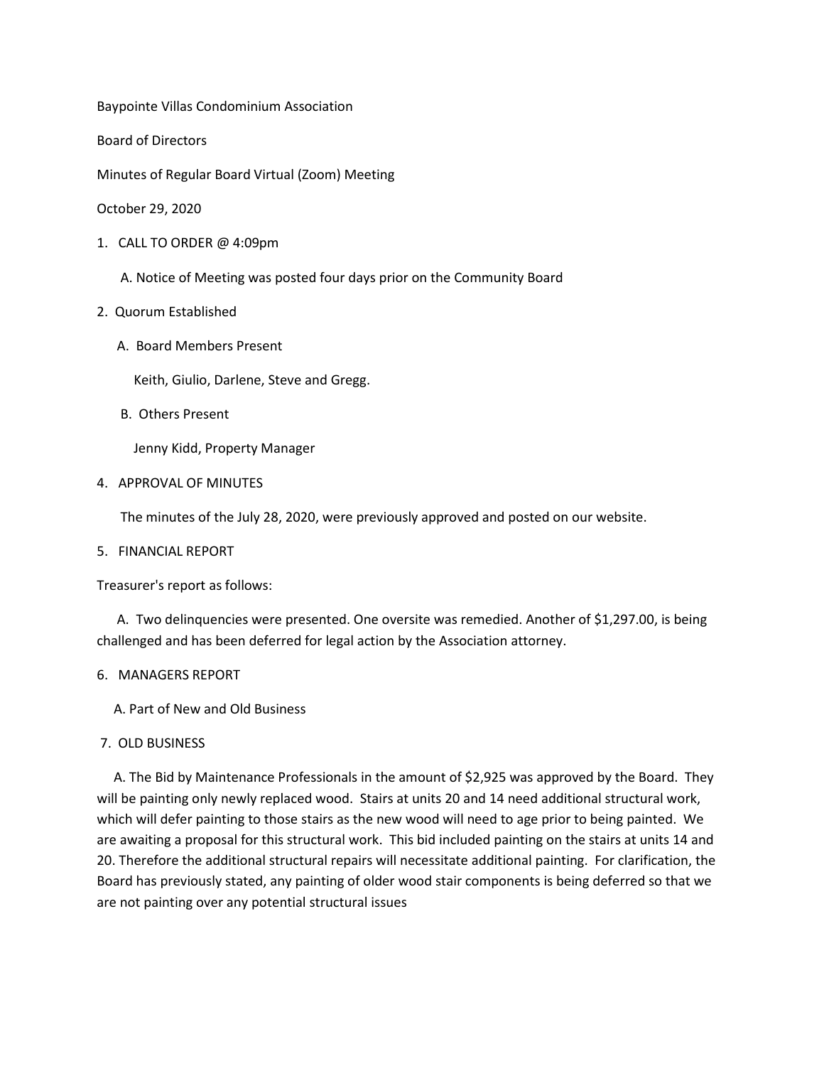Baypointe Villas Condominium Association

Board of Directors

Minutes of Regular Board Virtual (Zoom) Meeting

October 29, 2020

1. CALL TO ORDER @ 4:09pm

   A. Notice of Meeting was posted four days prior on the Community Board

2. Quorum Established

   A. Board Members Present

      Keith, Giulio, Darlene, Steve and Gregg.

   B. Others Present

      Jenny Kidd, Property Manager

4. APPROVAL OF MINUTES

   The minutes of the July 28, 2020, were previously approved and posted on our website.

5. FINANCIAL REPORT

Treasurer's report as follows:

   A. Two delinquencies were presented. One oversite was remedied. Another of $1,297.00, is being challenged and has been deferred for legal action by the Association attorney.

6. MANAGERS REPORT

   A. Part of New and Old Business

7. OLD BUSINESS

   A. The Bid by Maintenance Professionals in the amount of $2,925 was approved by the Board. They will be painting only newly replaced wood. Stairs at units 20 and 14 need additional structural work, which will defer painting to those stairs as the new wood will need to age prior to being painted. We are awaiting a proposal for this structural work. This bid included painting on the stairs at units 14 and 20. Therefore the additional structural repairs will necessitate additional painting. For clarification, the Board has previously stated, any painting of older wood stair components is being deferred so that we are not painting over any potential structural issues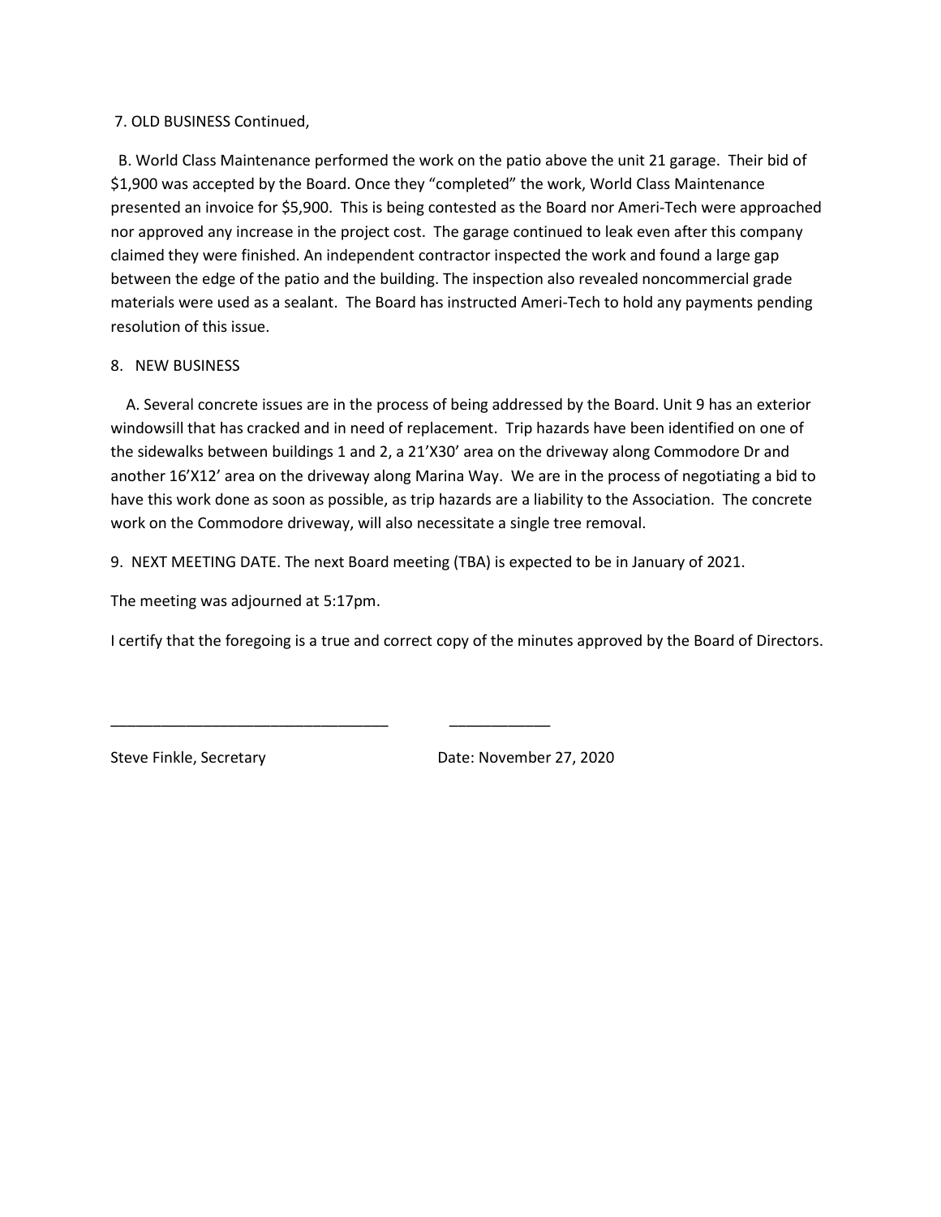7. OLD BUSINESS Continued,

B. World Class Maintenance performed the work on the patio above the unit 21 garage. Their bid of $1,900 was accepted by the Board. Once they “completed” the work, World Class Maintenance presented an invoice for $5,900. This is being contested as the Board nor Ameri-Tech were approached nor approved any increase in the project cost. The garage continued to leak even after this company claimed they were finished. An independent contractor inspected the work and found a large gap between the edge of the patio and the building. The inspection also revealed noncommercial grade materials were used as a sealant. The Board has instructed Ameri-Tech to hold any payments pending resolution of this issue.

8. NEW BUSINESS

A. Several concrete issues are in the process of being addressed by the Board. Unit 9 has an exterior windowsill that has cracked and in need of replacement. Trip hazards have been identified on one of the sidewalks between buildings 1 and 2, a 21’X30’ area on the driveway along Commodore Dr and another 16’X12’ area on the driveway along Marina Way. We are in the process of negotiating a bid to have this work done as soon as possible, as trip hazards are a liability to the Association. The concrete work on the Commodore driveway, will also necessitate a single tree removal.

9. NEXT MEETING DATE. The next Board meeting (TBA) is expected to be in January of 2021.

The meeting was adjourned at 5:17pm.

I certify that the foregoing is a true and correct copy of the minutes approved by the Board of Directors.

_________________________________ ____________

Steve Finkle, Secretary Date: November 27, 2020